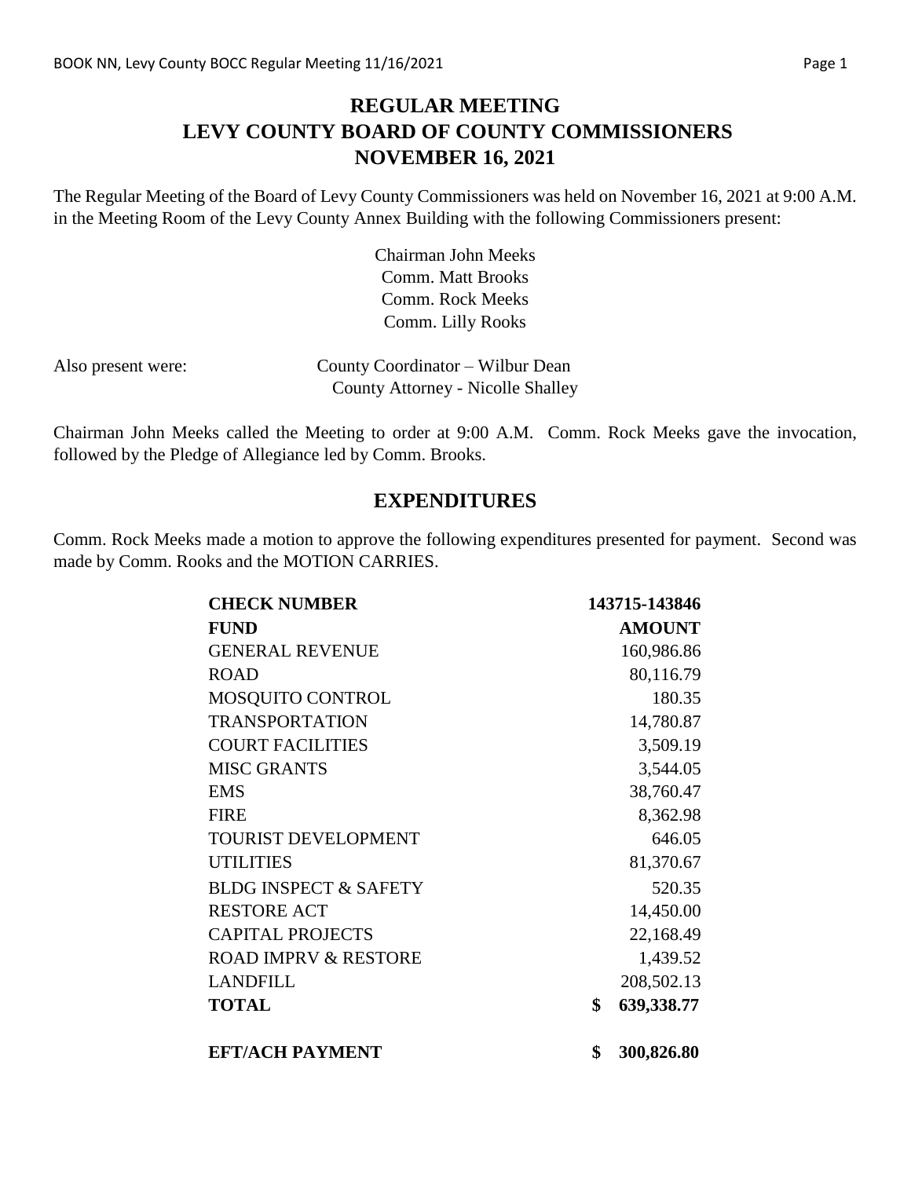# REGULAR MEETING
# LEVY COUNTY BOARD OF COUNTY COMMISSIONERS
# NOVEMBER 16, 2021

The Regular Meeting of the Board of Levy County Commissioners was held on November 16, 2021 at 9:00 A.M. in the Meeting Room of the Levy County Annex Building with the following Commissioners present:

Chairman John Meeks
Comm. Matt Brooks
Comm. Rock Meeks
Comm. Lilly Rooks

Also present were: County Coordinator – Wilbur Dean
County Attorney - Nicolle Shalley

Chairman John Meeks called the Meeting to order at 9:00 A.M. Comm. Rock Meeks gave the invocation, followed by the Pledge of Allegiance led by Comm. Brooks.

## EXPENDITURES

Comm. Rock Meeks made a motion to approve the following expenditures presented for payment. Second was made by Comm. Rooks and the MOTION CARRIES.

| **CHECK NUMBER** | **143715-143846** |
|---|---|
| **FUND** | **AMOUNT** |
| GENERAL REVENUE | 160,986.86 |
| ROAD | 80,116.79 |
| MOSQUITO CONTROL | 180.35 |
| TRANSPORTATION | 14,780.87 |
| COURT FACILITIES | 3,509.19 |
| MISC GRANTS | 3,544.05 |
| EMS | 38,760.47 |
| FIRE | 8,362.98 |
| TOURIST DEVELOPMENT | 646.05 |
| UTILITIES | 81,370.67 |
| BLDG INSPECT & SAFETY | 520.35 |
| RESTORE ACT | 14,450.00 |
| CAPITAL PROJECTS | 22,168.49 |
| ROAD IMPRV & RESTORE | 1,439.52 |
| LANDFILL | 208,502.13 |
| **TOTAL** | **$ 639,338.77** |
| | |
| **EFT/ACH PAYMENT** | **$ 300,826.80** |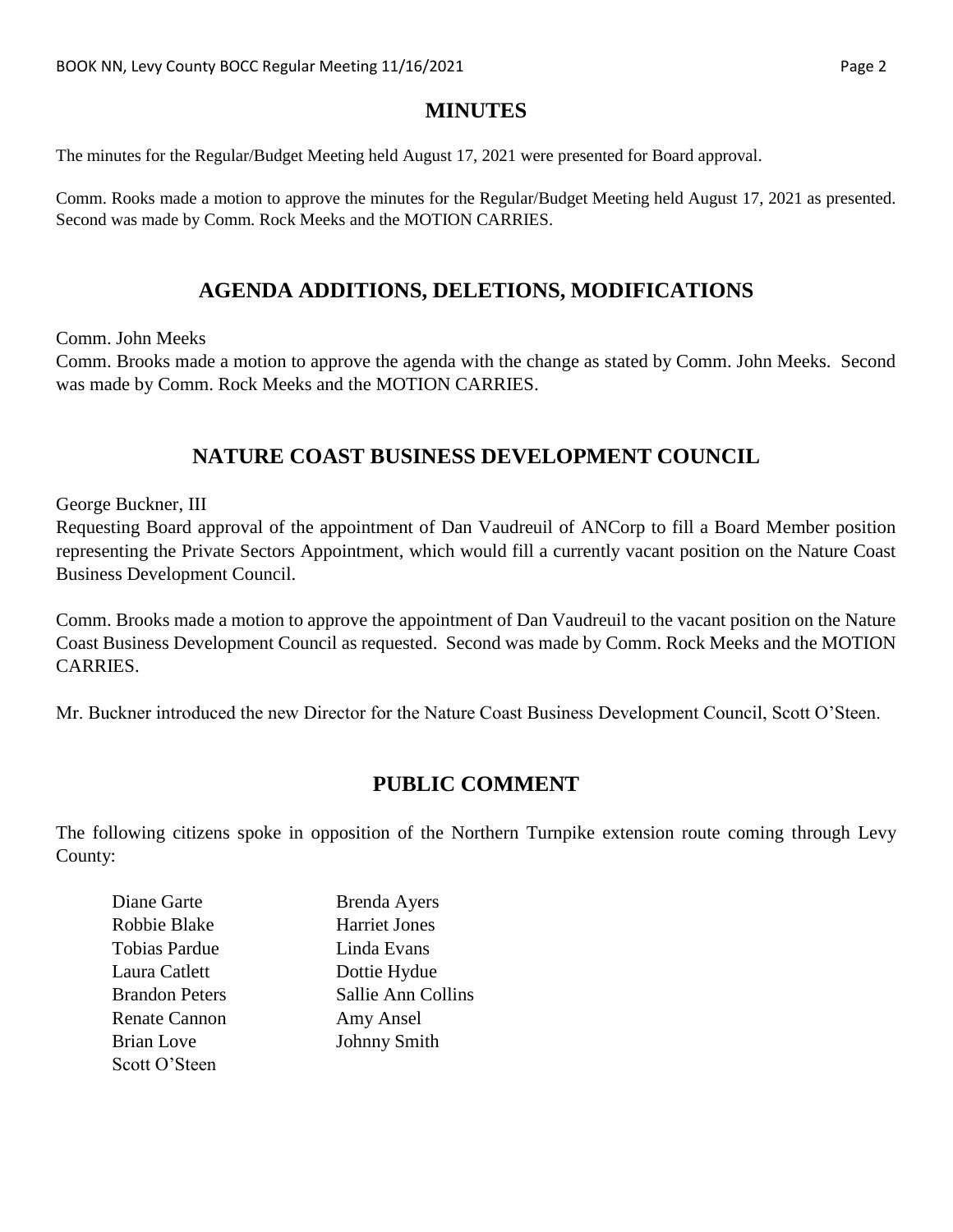## MINUTES

The minutes for the Regular/Budget Meeting held August 17, 2021 were presented for Board approval.

Comm. Rooks made a motion to approve the minutes for the Regular/Budget Meeting held August 17, 2021 as presented. Second was made by Comm. Rock Meeks and the MOTION CARRIES.

## AGENDA ADDITIONS, DELETIONS, MODIFICATIONS

Comm. John Meeks
Comm. Brooks made a motion to approve the agenda with the change as stated by Comm. John Meeks. Second was made by Comm. Rock Meeks and the MOTION CARRIES.

## NATURE COAST BUSINESS DEVELOPMENT COUNCIL

George Buckner, III
Requesting Board approval of the appointment of Dan Vaudreuil of ANCorp to fill a Board Member position representing the Private Sectors Appointment, which would fill a currently vacant position on the Nature Coast Business Development Council.

Comm. Brooks made a motion to approve the appointment of Dan Vaudreuil to the vacant position on the Nature Coast Business Development Council as requested. Second was made by Comm. Rock Meeks and the MOTION CARRIES.

Mr. Buckner introduced the new Director for the Nature Coast Business Development Council, Scott O'Steen.

## PUBLIC COMMENT

The following citizens spoke in opposition of the Northern Turnpike extension route coming through Levy County:

Diane Garte
Robbie Blake
Tobias Pardue
Laura Catlett
Brandon Peters
Renate Cannon
Brian Love
Scott O'Steen
Brenda Ayers
Harriet Jones
Linda Evans
Dottie Hydue
Sallie Ann Collins
Amy Ansel
Johnny Smith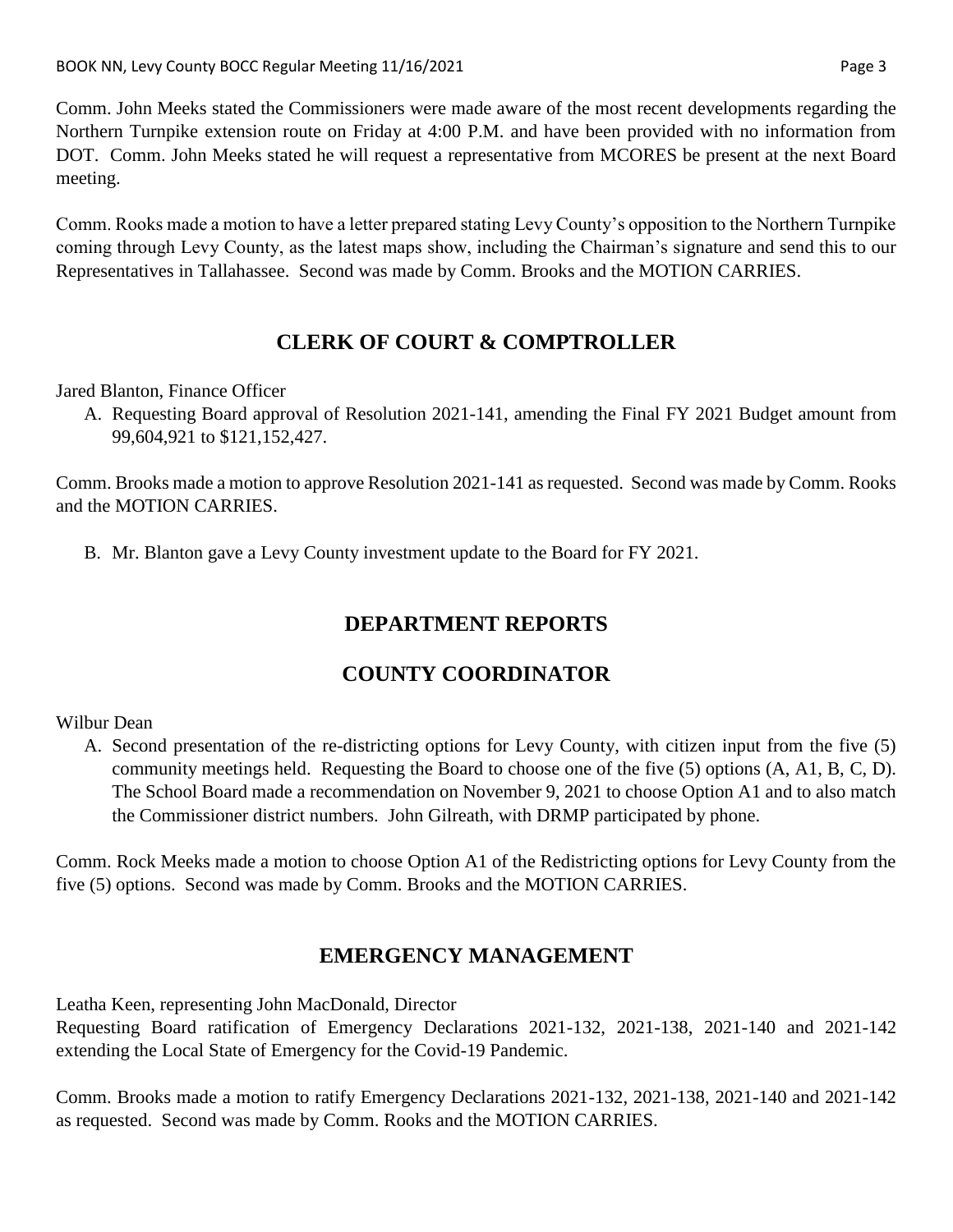Comm. John Meeks stated the Commissioners were made aware of the most recent developments regarding the Northern Turnpike extension route on Friday at 4:00 P.M. and have been provided with no information from DOT. Comm. John Meeks stated he will request a representative from MCORES be present at the next Board meeting.

Comm. Rooks made a motion to have a letter prepared stating Levy County's opposition to the Northern Turnpike coming through Levy County, as the latest maps show, including the Chairman's signature and send this to our Representatives in Tallahassee. Second was made by Comm. Brooks and the MOTION CARRIES.

## CLERK OF COURT & COMPTROLLER

Jared Blanton, Finance Officer

A. Requesting Board approval of Resolution 2021-141, amending the Final FY 2021 Budget amount from 99,604,921 to $121,152,427.

Comm. Brooks made a motion to approve Resolution 2021-141 as requested. Second was made by Comm. Rooks and the MOTION CARRIES.

B. Mr. Blanton gave a Levy County investment update to the Board for FY 2021.

## DEPARTMENT REPORTS

## COUNTY COORDINATOR

Wilbur Dean

A. Second presentation of the re-districting options for Levy County, with citizen input from the five (5) community meetings held. Requesting the Board to choose one of the five (5) options (A, A1, B, C, D). The School Board made a recommendation on November 9, 2021 to choose Option A1 and to also match the Commissioner district numbers. John Gilreath, with DRMP participated by phone.

Comm. Rock Meeks made a motion to choose Option A1 of the Redistricting options for Levy County from the five (5) options. Second was made by Comm. Brooks and the MOTION CARRIES.

## EMERGENCY MANAGEMENT

Leatha Keen, representing John MacDonald, Director
Requesting Board ratification of Emergency Declarations 2021-132, 2021-138, 2021-140 and 2021-142 extending the Local State of Emergency for the Covid-19 Pandemic.

Comm. Brooks made a motion to ratify Emergency Declarations 2021-132, 2021-138, 2021-140 and 2021-142 as requested. Second was made by Comm. Rooks and the MOTION CARRIES.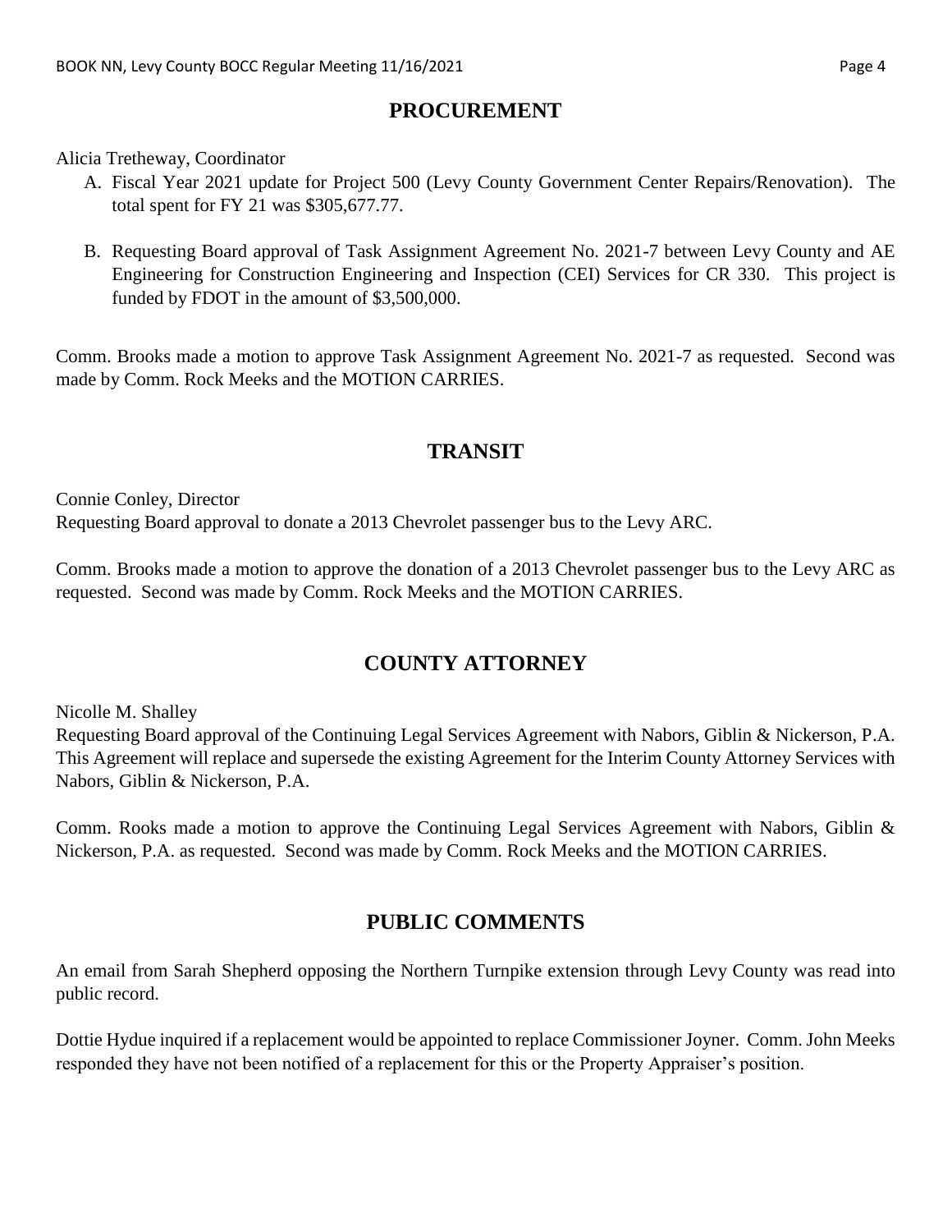## PROCUREMENT

Alicia Tretheway, Coordinator

A. Fiscal Year 2021 update for Project 500 (Levy County Government Center Repairs/Renovation). The total spent for FY 21 was $305,677.77.

B. Requesting Board approval of Task Assignment Agreement No. 2021-7 between Levy County and AE Engineering for Construction Engineering and Inspection (CEI) Services for CR 330. This project is funded by FDOT in the amount of $3,500,000.

Comm. Brooks made a motion to approve Task Assignment Agreement No. 2021-7 as requested. Second was made by Comm. Rock Meeks and the MOTION CARRIES.

## TRANSIT

Connie Conley, Director
Requesting Board approval to donate a 2013 Chevrolet passenger bus to the Levy ARC.

Comm. Brooks made a motion to approve the donation of a 2013 Chevrolet passenger bus to the Levy ARC as requested. Second was made by Comm. Rock Meeks and the MOTION CARRIES.

## COUNTY ATTORNEY

Nicolle M. Shalley
Requesting Board approval of the Continuing Legal Services Agreement with Nabors, Giblin & Nickerson, P.A. This Agreement will replace and supersede the existing Agreement for the Interim County Attorney Services with Nabors, Giblin & Nickerson, P.A.

Comm. Rooks made a motion to approve the Continuing Legal Services Agreement with Nabors, Giblin & Nickerson, P.A. as requested. Second was made by Comm. Rock Meeks and the MOTION CARRIES.

## PUBLIC COMMENTS

An email from Sarah Shepherd opposing the Northern Turnpike extension through Levy County was read into public record.

Dottie Hydue inquired if a replacement would be appointed to replace Commissioner Joyner. Comm. John Meeks responded they have not been notified of a replacement for this or the Property Appraiser's position.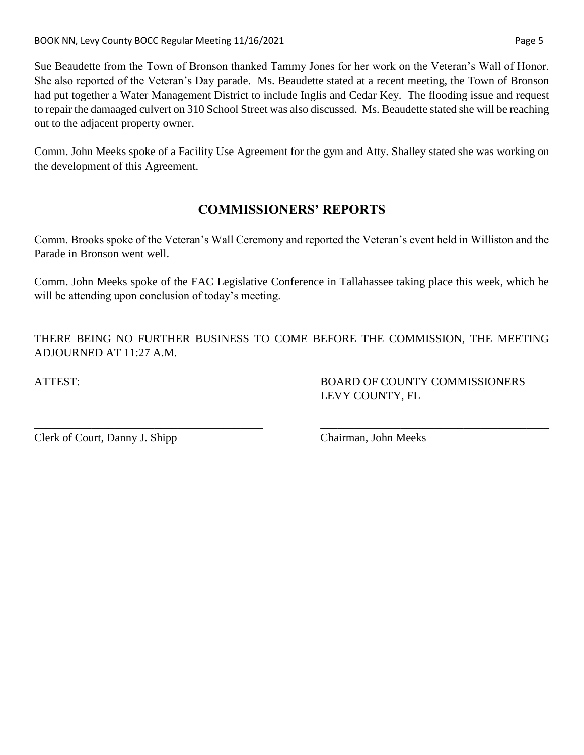Sue Beaudette from the Town of Bronson thanked Tammy Jones for her work on the Veteran's Wall of Honor. She also reported of the Veteran's Day parade. Ms. Beaudette stated at a recent meeting, the Town of Bronson had put together a Water Management District to include Inglis and Cedar Key. The flooding issue and request to repair the damaaged culvert on 310 School Street was also discussed. Ms. Beaudette stated she will be reaching out to the adjacent property owner.

Comm. John Meeks spoke of a Facility Use Agreement for the gym and Atty. Shalley stated she was working on the development of this Agreement.

## COMMISSIONERS' REPORTS

Comm. Brooks spoke of the Veteran's Wall Ceremony and reported the Veteran's event held in Williston and the Parade in Bronson went well.

Comm. John Meeks spoke of the FAC Legislative Conference in Tallahassee taking place this week, which he will be attending upon conclusion of today's meeting.

THERE BEING NO FURTHER BUSINESS TO COME BEFORE THE COMMISSION, THE MEETING ADJOURNED AT 11:27 A.M.

ATTEST:

BOARD OF COUNTY COMMISSIONERS
LEVY COUNTY, FL

\_\_\_\_\_\_\_\_\_\_\_\_\_\_\_\_\_\_\_\_\_\_\_\_\_\_\_\_\_\_\_\_\_\_\_\_\_\_\_\_
Clerk of Court, Danny J. Shipp

\_\_\_\_\_\_\_\_\_\_\_\_\_\_\_\_\_\_\_\_\_\_\_\_\_\_\_\_\_\_\_\_\_\_\_\_\_\_\_\_
Chairman, John Meeks